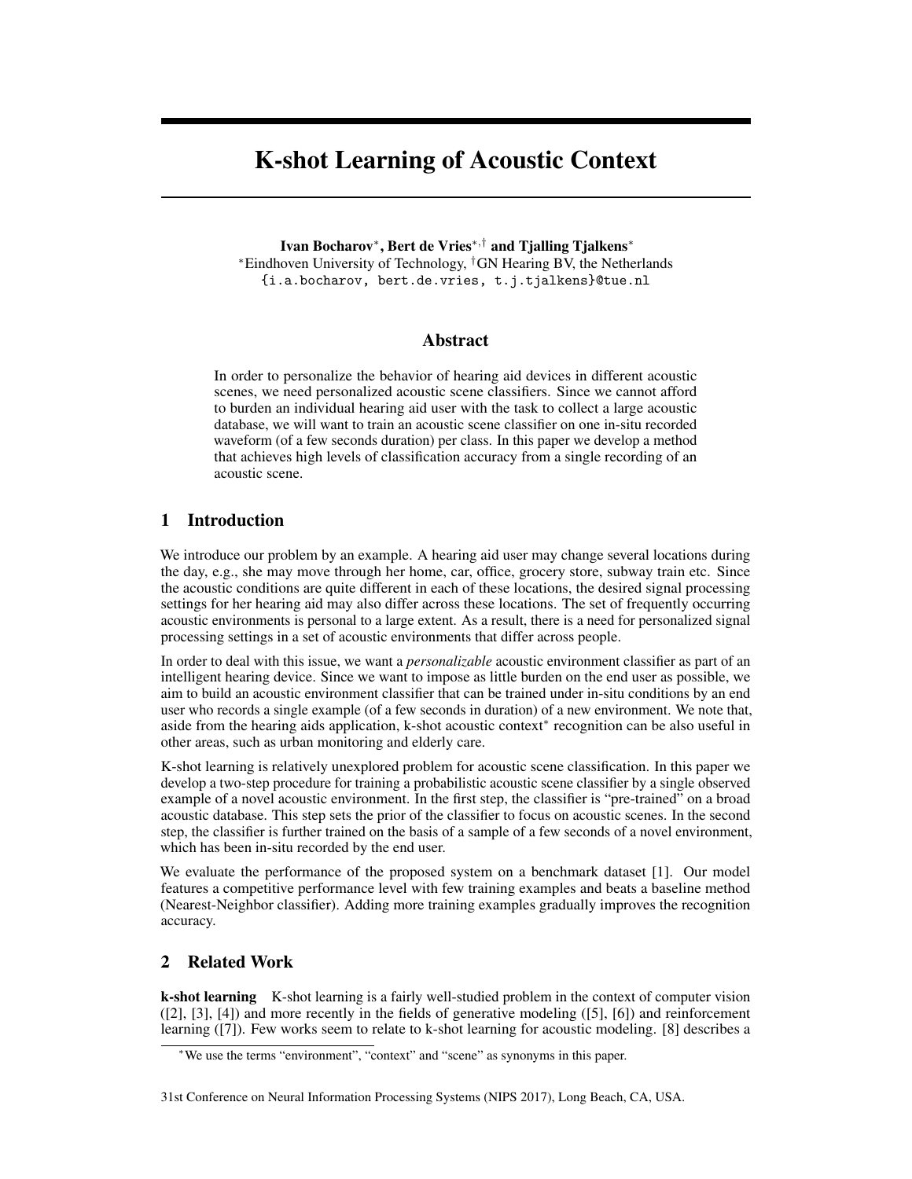# K-shot Learning of Acoustic Context

**Ivan Bocharov**[*], **Bert de Vries**[*,†] **and Tjalling Tjalkens**[*]
[*]Eindhoven University of Technology, [†]GN Hearing BV, the Netherlands
{i.a.bocharov, bert.de.vries, t.j.tjalkens}@tue.nl

## Abstract

In order to personalize the behavior of hearing aid devices in different acoustic scenes, we need personalized acoustic scene classifiers. Since we cannot afford to burden an individual hearing aid user with the task to collect a large acoustic database, we will want to train an acoustic scene classifier on one in-situ recorded waveform (of a few seconds duration) per class. In this paper we develop a method that achieves high levels of classification accuracy from a single recording of an acoustic scene.

## 1 Introduction

We introduce our problem by an example. A hearing aid user may change several locations during the day, e.g., she may move through her home, car, office, grocery store, subway train etc. Since the acoustic conditions are quite different in each of these locations, the desired signal processing settings for her hearing aid may also differ across these locations. The set of frequently occurring acoustic environments is personal to a large extent. As a result, there is a need for personalized signal processing settings in a set of acoustic environments that differ across people.

In order to deal with this issue, we want a *personalizable* acoustic environment classifier as part of an intelligent hearing device. Since we want to impose as little burden on the end user as possible, we aim to build an acoustic environment classifier that can be trained under in-situ conditions by an end user who records a single example (of a few seconds in duration) of a new environment. We note that, aside from the hearing aids application, k-shot acoustic context[*] recognition can be also useful in other areas, such as urban monitoring and elderly care.

K-shot learning is relatively unexplored problem for acoustic scene classification. In this paper we develop a two-step procedure for training a probabilistic acoustic scene classifier by a single observed example of a novel acoustic environment. In the first step, the classifier is "pre-trained" on a broad acoustic database. This step sets the prior of the classifier to focus on acoustic scenes. In the second step, the classifier is further trained on the basis of a sample of a few seconds of a novel environment, which has been in-situ recorded by the end user.

We evaluate the performance of the proposed system on a benchmark dataset [1]. Our model features a competitive performance level with few training examples and beats a baseline method (Nearest-Neighbor classifier). Adding more training examples gradually improves the recognition accuracy.

## 2 Related Work

**k-shot learning** K-shot learning is a fairly well-studied problem in the context of computer vision ([2], [3], [4]) and more recently in the fields of generative modeling ([5], [6]) and reinforcement learning ([7]). Few works seem to relate to k-shot learning for acoustic modeling. [8] describes a

[*]We use the terms "environment", "context" and "scene" as synonyms in this paper.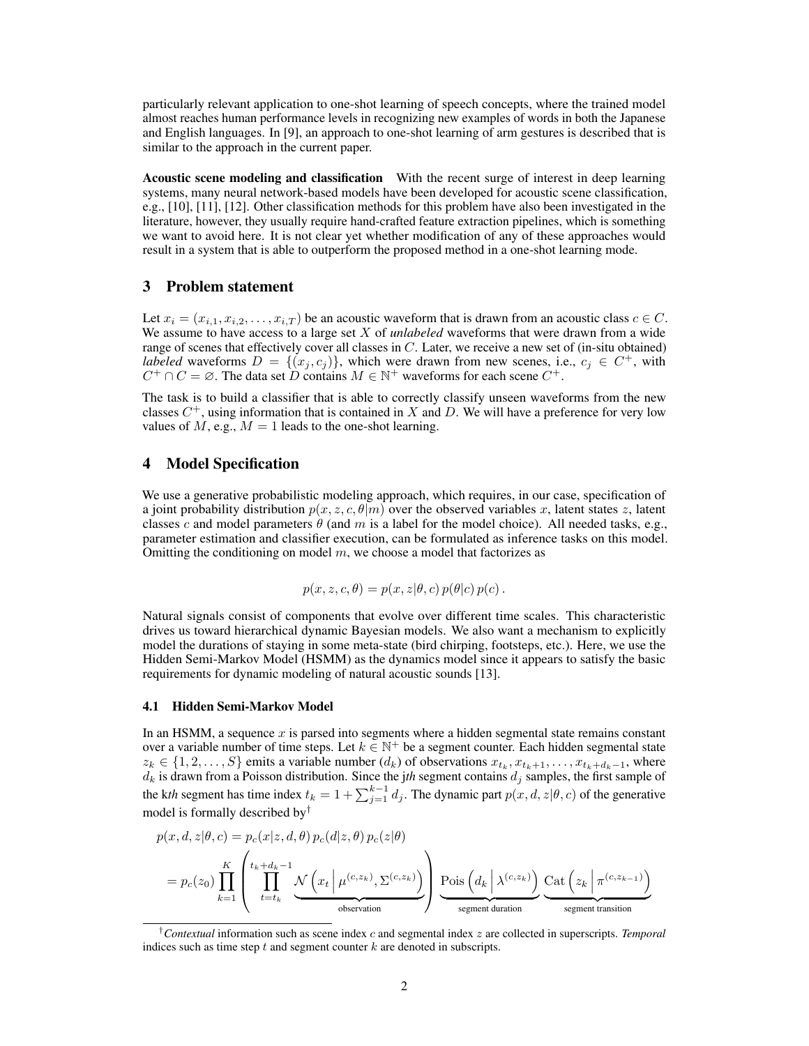particularly relevant application to one-shot learning of speech concepts, where the trained model almost reaches human performance levels in recognizing new examples of words in both the Japanese and English languages. In [9], an approach to one-shot learning of arm gestures is described that is similar to the approach in the current paper.

**Acoustic scene modeling and classification** With the recent surge of interest in deep learning systems, many neural network-based models have been developed for acoustic scene classification, e.g., [10], [11], [12]. Other classification methods for this problem have also been investigated in the literature, however, they usually require hand-crafted feature extraction pipelines, which is something we want to avoid here. It is not clear yet whether modification of any of these approaches would result in a system that is able to outperform the proposed method in a one-shot learning mode.

## 3 Problem statement

Let $x_i = (x_{i,1}, x_{i,2}, \dots, x_{i,T})$ be an acoustic waveform that is drawn from an acoustic class $c \in C$. We assume to have access to a large set $X$ of *unlabeled* waveforms that were drawn from a wide range of scenes that effectively cover all classes in $C$. Later, we receive a new set of (in-situ obtained) *labeled* waveforms $D = \{(x_j, c_j)\}$, which were drawn from new scenes, i.e., $c_j \in C^+$, with $C^+ \cap C = \varnothing$. The data set $D$ contains $M \in \mathbb{N}^+$ waveforms for each scene $C^+$.

The task is to build a classifier that is able to correctly classify unseen waveforms from the new classes $C^+$, using information that is contained in $X$ and $D$. We will have a preference for very low values of $M$, e.g., $M = 1$ leads to the one-shot learning.

## 4 Model Specification

We use a generative probabilistic modeling approach, which requires, in our case, specification of a joint probability distribution $p(x, z, c, \theta|m)$ over the observed variables $x$, latent states $z$, latent classes $c$ and model parameters $\theta$ (and $m$ is a label for the model choice). All needed tasks, e.g., parameter estimation and classifier execution, can be formulated as inference tasks on this model. Omitting the conditioning on model $m$, we choose a model that factorizes as

$$p(x, z, c, \theta) = p(x, z|\theta, c)\, p(\theta|c)\, p(c)\,.$$

Natural signals consist of components that evolve over different time scales. This characteristic drives us toward hierarchical dynamic Bayesian models. We also want a mechanism to explicitly model the durations of staying in some meta-state (bird chirping, footsteps, etc.). Here, we use the Hidden Semi-Markov Model (HSMM) as the dynamics model since it appears to satisfy the basic requirements for dynamic modeling of natural acoustic sounds [13].

### 4.1 Hidden Semi-Markov Model

In an HSMM, a sequence $x$ is parsed into segments where a hidden segmental state remains constant over a variable number of time steps. Let $k \in \mathbb{N}^+$ be a segment counter. Each hidden segmental state $z_k \in \{1, 2, \dots, S\}$ emits a variable number ($d_k$) of observations $x_{t_k}, x_{t_k+1}, \dots, x_{t_k+d_k-1}$, where $d_k$ is drawn from a Poisson distribution. Since the j*th* segment contains $d_j$ samples, the first sample of the k*th* segment has time index $t_k = 1 + \sum_{j=1}^{k-1} d_j$. The dynamic part $p(x, d, z|\theta, c)$ of the generative model is formally described by[†]

$$\begin{aligned} p(x, d, z|\theta, c) &= p_c(x|z, d, \theta)\, p_c(d|z, \theta)\, p_c(z|\theta) \\ &= p_c(z_0) \prod_{k=1}^{K} \left( \prod_{t=t_k}^{t_k+d_k-1} \underbrace{\mathcal{N}\left(x_t \,\middle|\, \mu^{(c,z_k)}, \Sigma^{(c,z_k)}\right)}_{\text{observation}} \right) \underbrace{\text{Pois}\left(d_k \,\middle|\, \lambda^{(c,z_k)}\right)}_{\text{segment duration}} \underbrace{\text{Cat}\left(z_k \,\middle|\, \pi^{(c,z_{k-1})}\right)}_{\text{segment transition}} \end{aligned}$$

[†] *Contextual* information such as scene index $c$ and segmental index $z$ are collected in superscripts. *Temporal* indices such as time step $t$ and segment counter $k$ are denoted in subscripts.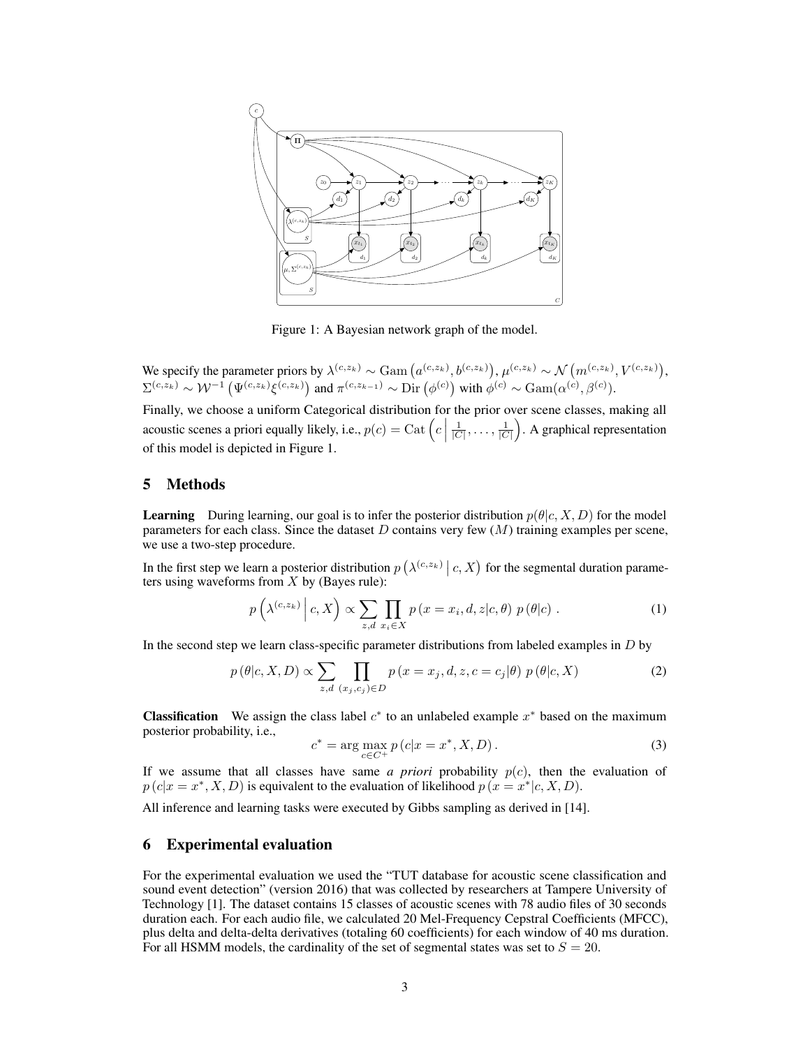Figure 1: A Bayesian network graph of the model.

We specify the parameter priors by $\lambda^{(c,z_k)} \sim \mathrm{Gam}\left(a^{(c,z_k)}, b^{(c,z_k)}\right)$, $\mu^{(c,z_k)} \sim \mathcal{N}\left(m^{(c,z_k)}, V^{(c,z_k)}\right)$, $\Sigma^{(c,z_k)} \sim \mathcal{W}^{-1}\left(\Psi^{(c,z_k)} \xi^{(c,z_k)}\right)$ and $\pi^{(c,z_{k-1})} \sim \mathrm{Dir}\left(\phi^{(c)}\right)$ with $\phi^{(c)} \sim \mathrm{Gam}(\alpha^{(c)}, \beta^{(c)})$.

Finally, we choose a uniform Categorical distribution for the prior over scene classes, making all acoustic scenes a priori equally likely, i.e., $p(c) = \mathrm{Cat}\left(c \,\middle|\, \frac{1}{|C|}, \ldots, \frac{1}{|C|}\right)$. A graphical representation of this model is depicted in Figure 1.

## 5 Methods

**Learning** During learning, our goal is to infer the posterior distribution $p(\theta|c, X, D)$ for the model parameters for each class. Since the dataset $D$ contains very few ($M$) training examples per scene, we use a two-step procedure.

In the first step we learn a posterior distribution $p\left(\lambda^{(c,z_k)} \,\middle|\, c, X\right)$ for the segmental duration parameters using waveforms from $X$ by (Bayes rule):

$$p\left(\lambda^{(c,z_k)} \,\middle|\, c, X\right) \propto \sum_{z,d} \prod_{x_i \in X} p\left(x = x_i, d, z | c, \theta\right) \, p\left(\theta | c\right) . \tag{1}$$

In the second step we learn class-specific parameter distributions from labeled examples in $D$ by

$$p\left(\theta | c, X, D\right) \propto \sum_{z,d} \prod_{(x_j, c_j) \in D} p\left(x = x_j, d, z, c = c_j | \theta\right) \, p\left(\theta | c, X\right) \tag{2}$$

**Classification** We assign the class label $c^*$ to an unlabeled example $x^*$ based on the maximum posterior probability, i.e.,

$$c^* = \arg\max_{c \in C^+} p\left(c | x = x^*, X, D\right). \tag{3}$$

If we assume that all classes have same *a priori* probability $p(c)$, then the evaluation of $p\left(c | x = x^*, X, D\right)$ is equivalent to the evaluation of likelihood $p\left(x = x^* | c, X, D\right)$.

All inference and learning tasks were executed by Gibbs sampling as derived in [14].

## 6 Experimental evaluation

For the experimental evaluation we used the "TUT database for acoustic scene classification and sound event detection" (version 2016) that was collected by researchers at Tampere University of Technology [1]. The dataset contains 15 classes of acoustic scenes with 78 audio files of 30 seconds duration each. For each audio file, we calculated 20 Mel-Frequency Cepstral Coefficients (MFCC), plus delta and delta-delta derivatives (totaling 60 coefficients) for each window of 40 ms duration. For all HSMM models, the cardinality of the set of segmental states was set to $S = 20$.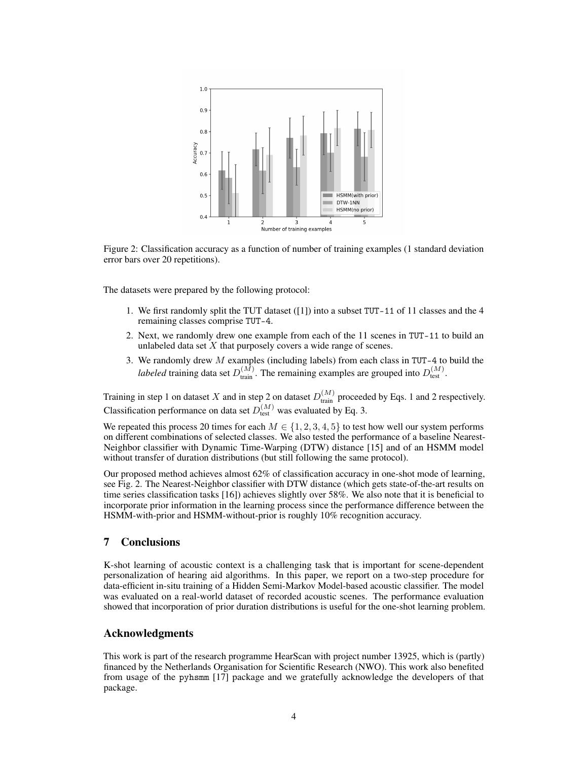Figure 2: Classification accuracy as a function of number of training examples (1 standard deviation error bars over 20 repetitions).

The datasets were prepared by the following protocol:

1. We first randomly split the TUT dataset ([1]) into a subset `TUT-11` of 11 classes and the 4 remaining classes comprise `TUT-4`.
2. Next, we randomly drew one example from each of the 11 scenes in `TUT-11` to build an unlabeled data set $X$ that purposely covers a wide range of scenes.
3. We randomly drew $M$ examples (including labels) from each class in `TUT-4` to build the *labeled* training data set $D_{\text{train}}^{(M)}$. The remaining examples are grouped into $D_{\text{test}}^{(M)}$.

Training in step 1 on dataset $X$ and in step 2 on dataset $D_{\text{train}}^{(M)}$ proceeded by Eqs. 1 and 2 respectively. Classification performance on data set $D_{\text{test}}^{(M)}$ was evaluated by Eq. 3.

We repeated this process 20 times for each $M \in \{1, 2, 3, 4, 5\}$ to test how well our system performs on different combinations of selected classes. We also tested the performance of a baseline Nearest-Neighbor classifier with Dynamic Time-Warping (DTW) distance [15] and of an HSMM model without transfer of duration distributions (but still following the same protocol).

Our proposed method achieves almost 62% of classification accuracy in one-shot mode of learning, see Fig. 2. The Nearest-Neighbor classifier with DTW distance (which gets state-of-the-art results on time series classification tasks [16]) achieves slightly over 58%. We also note that it is beneficial to incorporate prior information in the learning process since the performance difference between the HSMM-with-prior and HSMM-without-prior is roughly 10% recognition accuracy.

## 7 Conclusions

K-shot learning of acoustic context is a challenging task that is important for scene-dependent personalization of hearing aid algorithms. In this paper, we report on a two-step procedure for data-efficient in-situ training of a Hidden Semi-Markov Model-based acoustic classifier. The model was evaluated on a real-world dataset of recorded acoustic scenes. The performance evaluation showed that incorporation of prior duration distributions is useful for the one-shot learning problem.

## Acknowledgments

This work is part of the research programme HearScan with project number 13925, which is (partly) financed by the Netherlands Organisation for Scientific Research (NWO). This work also benefited from usage of the `pyhsmm` [17] package and we gratefully acknowledge the developers of that package.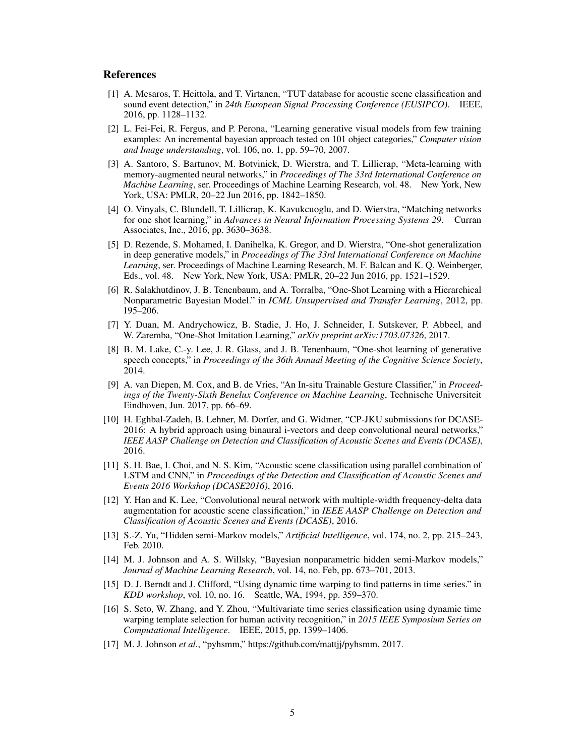## References

[1] A. Mesaros, T. Heittola, and T. Virtanen, "TUT database for acoustic scene classification and sound event detection," in *24th European Signal Processing Conference (EUSIPCO)*. IEEE, 2016, pp. 1128–1132.

[2] L. Fei-Fei, R. Fergus, and P. Perona, "Learning generative visual models from few training examples: An incremental bayesian approach tested on 101 object categories," *Computer vision and Image understanding*, vol. 106, no. 1, pp. 59–70, 2007.

[3] A. Santoro, S. Bartunov, M. Botvinick, D. Wierstra, and T. Lillicrap, "Meta-learning with memory-augmented neural networks," in *Proceedings of The 33rd International Conference on Machine Learning*, ser. Proceedings of Machine Learning Research, vol. 48. New York, New York, USA: PMLR, 20–22 Jun 2016, pp. 1842–1850.

[4] O. Vinyals, C. Blundell, T. Lillicrap, K. Kavukcuoglu, and D. Wierstra, "Matching networks for one shot learning," in *Advances in Neural Information Processing Systems 29*. Curran Associates, Inc., 2016, pp. 3630–3638.

[5] D. Rezende, S. Mohamed, I. Danihelka, K. Gregor, and D. Wierstra, "One-shot generalization in deep generative models," in *Proceedings of The 33rd International Conference on Machine Learning*, ser. Proceedings of Machine Learning Research, M. F. Balcan and K. Q. Weinberger, Eds., vol. 48. New York, New York, USA: PMLR, 20–22 Jun 2016, pp. 1521–1529.

[6] R. Salakhutdinov, J. B. Tenenbaum, and A. Torralba, "One-Shot Learning with a Hierarchical Nonparametric Bayesian Model." in *ICML Unsupervised and Transfer Learning*, 2012, pp. 195–206.

[7] Y. Duan, M. Andrychowicz, B. Stadie, J. Ho, J. Schneider, I. Sutskever, P. Abbeel, and W. Zaremba, "One-Shot Imitation Learning," *arXiv preprint arXiv:1703.07326*, 2017.

[8] B. M. Lake, C.-y. Lee, J. R. Glass, and J. B. Tenenbaum, "One-shot learning of generative speech concepts," in *Proceedings of the 36th Annual Meeting of the Cognitive Science Society*, 2014.

[9] A. van Diepen, M. Cox, and B. de Vries, "An In-situ Trainable Gesture Classifier," in *Proceedings of the Twenty-Sixth Benelux Conference on Machine Learning*, Technische Universiteit Eindhoven, Jun. 2017, pp. 66–69.

[10] H. Eghbal-Zadeh, B. Lehner, M. Dorfer, and G. Widmer, "CP-JKU submissions for DCASE-2016: A hybrid approach using binaural i-vectors and deep convolutional neural networks," *IEEE AASP Challenge on Detection and Classification of Acoustic Scenes and Events (DCASE)*, 2016.

[11] S. H. Bae, I. Choi, and N. S. Kim, "Acoustic scene classification using parallel combination of LSTM and CNN," in *Proceedings of the Detection and Classification of Acoustic Scenes and Events 2016 Workshop (DCASE2016)*, 2016.

[12] Y. Han and K. Lee, "Convolutional neural network with multiple-width frequency-delta data augmentation for acoustic scene classification," in *IEEE AASP Challenge on Detection and Classification of Acoustic Scenes and Events (DCASE)*, 2016.

[13] S.-Z. Yu, "Hidden semi-Markov models," *Artificial Intelligence*, vol. 174, no. 2, pp. 215–243, Feb. 2010.

[14] M. J. Johnson and A. S. Willsky, "Bayesian nonparametric hidden semi-Markov models," *Journal of Machine Learning Research*, vol. 14, no. Feb, pp. 673–701, 2013.

[15] D. J. Berndt and J. Clifford, "Using dynamic time warping to find patterns in time series." in *KDD workshop*, vol. 10, no. 16. Seattle, WA, 1994, pp. 359–370.

[16] S. Seto, W. Zhang, and Y. Zhou, "Multivariate time series classification using dynamic time warping template selection for human activity recognition," in *2015 IEEE Symposium Series on Computational Intelligence*. IEEE, 2015, pp. 1399–1406.

[17] M. J. Johnson *et al.*, "pyhsmm," https://github.com/mattjj/pyhsmm, 2017.